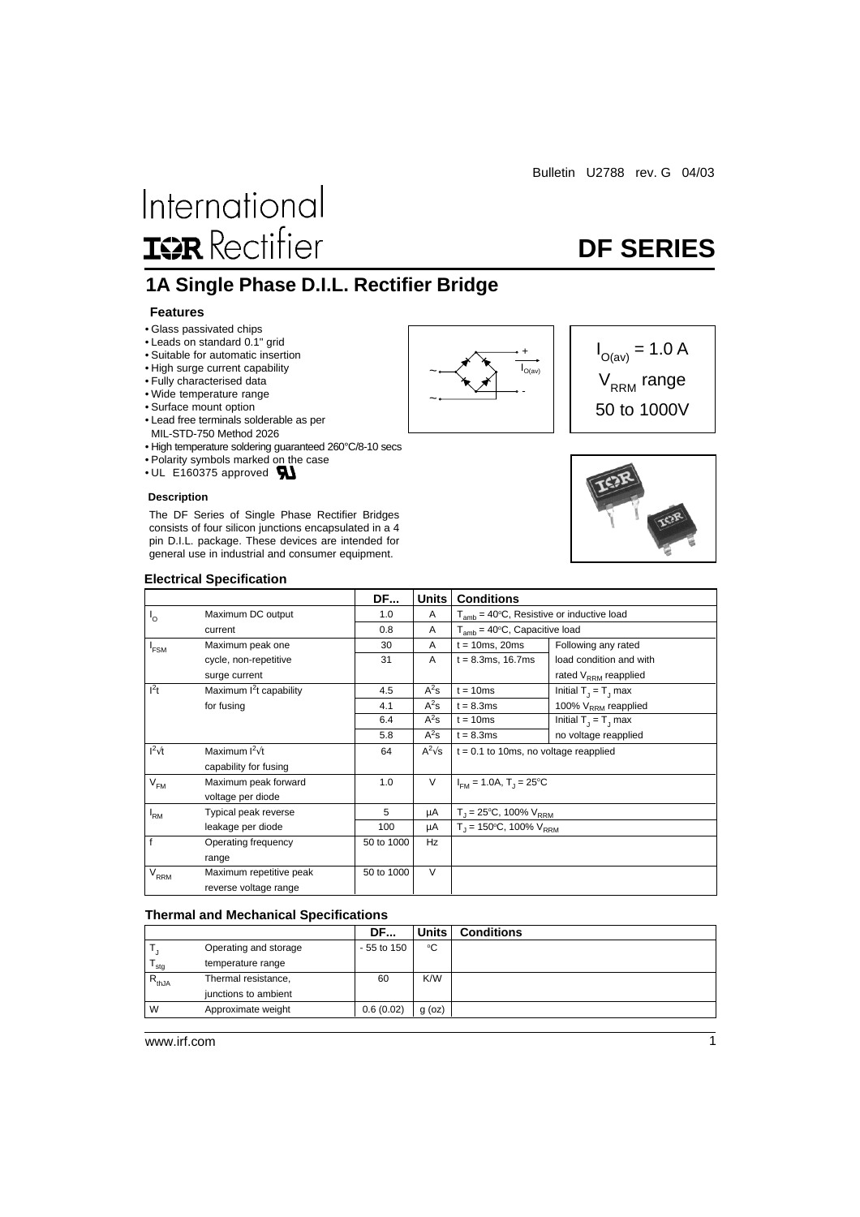Bulletin U2788 rev. G 04/03

International
IOR Rectifier

# DF SERIES

## 1A Single Phase D.I.L. Rectifier Bridge

### Features

- Glass passivated chips
- Leads on standard 0.1" grid
- Suitable for automatic insertion
- High surge current capability
- Fully characterised data
- Wide temperature range
- Surface mount option
- Lead free terminals solderable as per MIL-STD-750 Method 2026
- High temperature soldering guaranteed 260°C/8-10 secs
- Polarity symbols marked on the case
- UL E160375 approved

$I_{O(av)}$ = 1.0 A

$V_{RRM}$ range 50 to 1000V

### Description

The DF Series of Single Phase Rectifier Bridges consists of four silicon junctions encapsulated in a 4 pin D.I.L. package. These devices are intended for general use in industrial and consumer equipment.

### Electrical Specification

| | | DF... | Units | Conditions | |
|---|---|---|---|---|---|
| $I_O$ | Maximum DC output current | 1.0 | A | $T_{amb}$ = 40°C, Resistive or inductive load | |
| | | 0.8 | A | $T_{amb}$ = 40°C, Capacitive load | |
| $I_{FSM}$ | Maximum peak one cycle, non-repetitive surge current | 30 | A | t = 10ms, 20ms | Following any rated load condition and with rated $V_{RRM}$ reapplied |
| | | 31 | A | t = 8.3ms, 16.7ms | |
| $I^2t$ | Maximum $I^2t$ capability for fusing | 4.5 | $A^2s$ | t = 10ms | Initial $T_J = T_J$ max 100% $V_{RRM}$ reapplied |
| | | 4.1 | $A^2s$ | t = 8.3ms | |
| | | 6.4 | $A^2s$ | t = 10ms | Initial $T_J = T_J$ max no voltage reapplied |
| | | 5.8 | $A^2s$ | t = 8.3ms | |
| $I^2\sqrt{t}$ | Maximum $I^2\sqrt{t}$ capability for fusing | 64 | $A^2\sqrt{s}$ | t = 0.1 to 10ms, no voltage reapplied | |
| $V_{FM}$ | Maximum peak forward voltage per diode | 1.0 | V | $I_{FM}$ = 1.0A, $T_J$ = 25°C | |
| $I_{RM}$ | Typical peak reverse leakage per diode | 5 | μA | $T_J$ = 25°C, 100% $V_{RRM}$ | |
| | | 100 | μA | $T_J$ = 150°C, 100% $V_{RRM}$ | |
| f | Operating frequency range | 50 to 1000 | Hz | | |
| $V_{RRM}$ | Maximum repetitive peak reverse voltage range | 50 to 1000 | V | | |

### Thermal and Mechanical Specifications

| | | DF... | Units | Conditions |
|---|---|---|---|---|
| $T_J$ $T_{stg}$ | Operating and storage temperature range | - 55 to 150 | °C | |
| $R_{thJA}$ | Thermal resistance, junctions to ambient | 60 | K/W | |
| W | Approximate weight | 0.6 (0.02) | g (oz) | |

www.irf.com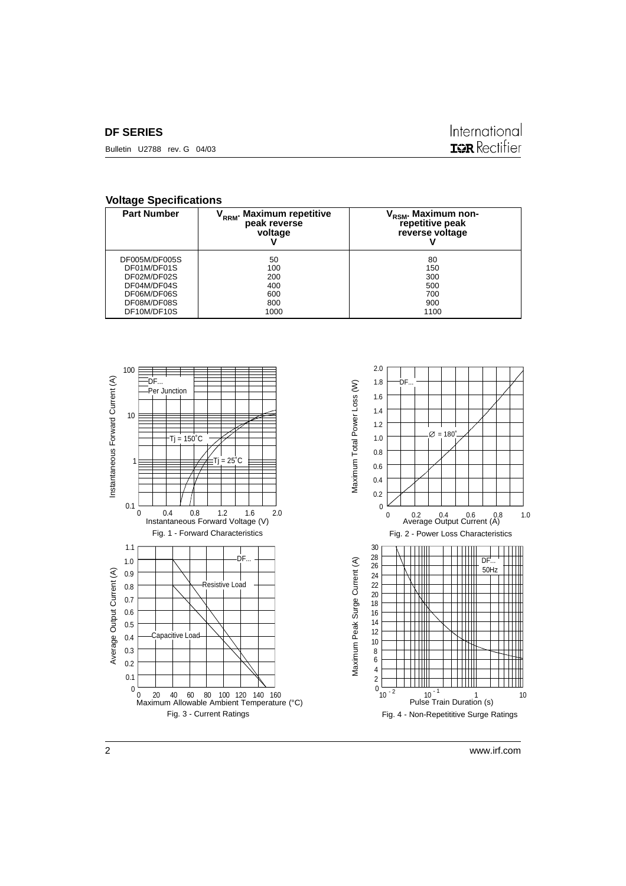## Voltage Specifications

| Part Number | $V_{RRM}$, Maximum repetitive peak reverse voltage V | $V_{RSM}$, Maximum non-repetitive peak reverse voltage V |
|---|---|---|
| DF005M/DF005S | 50 | 80 |
| DF01M/DF01S | 100 | 150 |
| DF02M/DF02S | 200 | 300 |
| DF04M/DF04S | 400 | 500 |
| DF06M/DF06S | 600 | 700 |
| DF08M/DF08S | 800 | 900 |
| DF10M/DF10S | 1000 | 1100 |

Fig. 1 - Forward Characteristics

Fig. 2 - Power Loss Characteristics

Fig. 3 - Current Ratings

Fig. 4 - Non-Repetititive Surge Ratings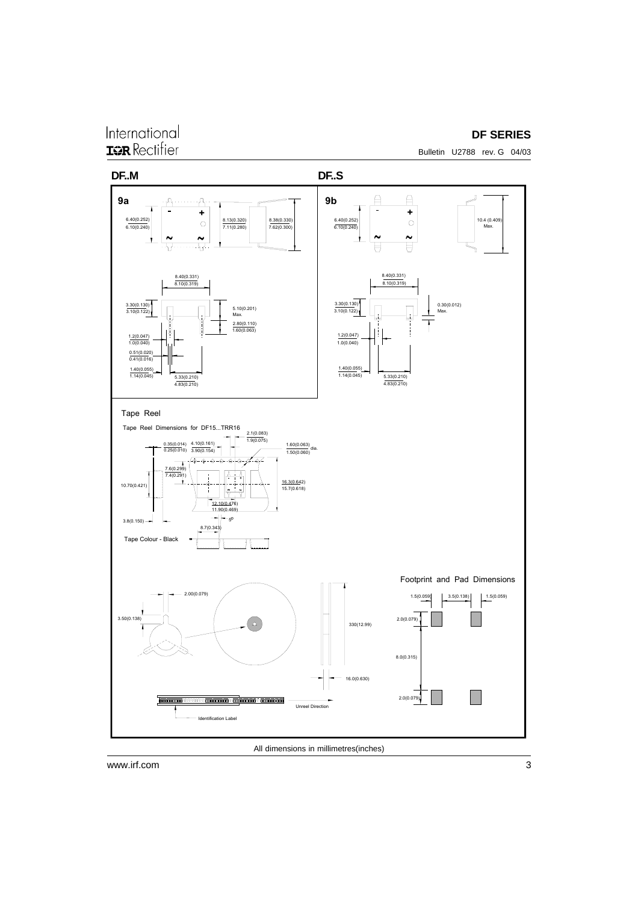## DF..M

## DF..S

**9a**

6.40(0.252)
6.10(0.240)

8.13(0.320)
7.11(0.280)

8.38(0.330)
7.62(0.300)

8.40(0.331)
8.10(0.319)

3.30(0.130)
3.10(0.122)

5.10(0.201)
Max.

2.80(0.110)
1.60(0.063)

1.2(0.047)
1.0(0.040)

0.51(0.020)
0.41(0.016)

1.40(0.055)
1.14(0.045)

5.33(0.210)
4.83(0.210)

**9b**

6.40(0.252)
6.10(0.240)

10.4 (0.409)
Max.

8.40(0.331)
8.10(0.319)

3.30(0.130)
3.10(0.122)

0.30(0.012)
Max.

1.2(0.047)
1.0(0.040)

1.40(0.055)
1.14(0.045)

5.33(0.210)
4.83(0.210)

### Tape Reel

Tape Reel Dimensions for DF15...TRR16

2.1(0.083)
1.9(0.075)

0.35(0.014)
0.25(0.010)

4.10(0.161)
3.90(0.154)

1.60(0.063)
1.50(0.060) dia.

7.6(0.299)
7.4(0.291)

10.70(0.421)

16.3(0.642)
15.7(0.618)

12.10(0.476)
11.90(0.469)

3.8(0.150)

5°

8.7(0.343)

Tape Colour - Black

2.00(0.079)

3.50(0.138)

330(12.99)

16.0(0.630)

Unreel Direction

Identification Label

### Footprint and Pad Dimensions

1.5(0.059)

3.5(0.138)

1.5(0.059)

2.0(0.079)

8.0(0.315)

2.0(0.079)

All dimensions in millimetres(inches)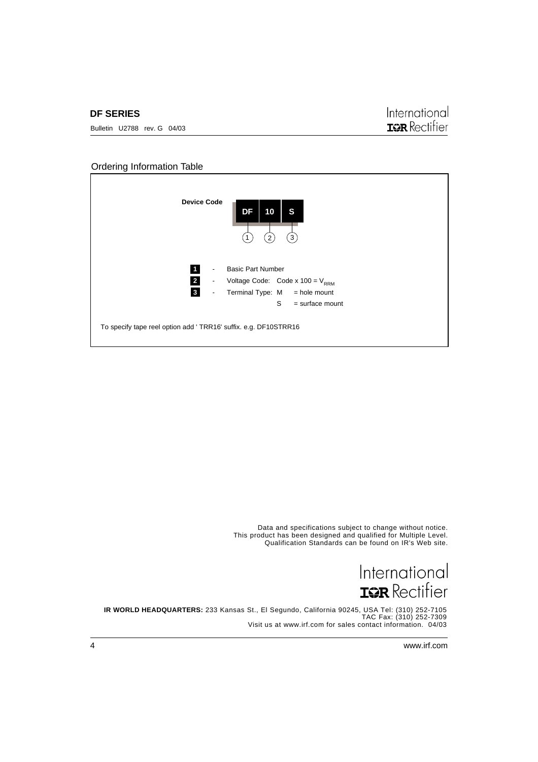## Ordering Information Table

**Device Code**

| DF | 10 | S |
|---|---|---|
| 1 | 2 | 3 |

1 - Basic Part Number

2 - Voltage Code: Code x 100 = $V_{RRM}$

3 - Terminal Type: M = hole mount

S = surface mount

To specify tape reel option add ' TRR16' suffix. e.g. DF10STRR16

Data and specifications subject to change without notice.
This product has been designed and qualified for Multiple Level.
Qualification Standards can be found on IR's Web site.

International
IOR Rectifier

**IR WORLD HEADQUARTERS:** 233 Kansas St., El Segundo, California 90245, USA Tel: (310) 252-7105
TAC Fax: (310) 252-7309
Visit us at www.irf.com for sales contact information. 04/03